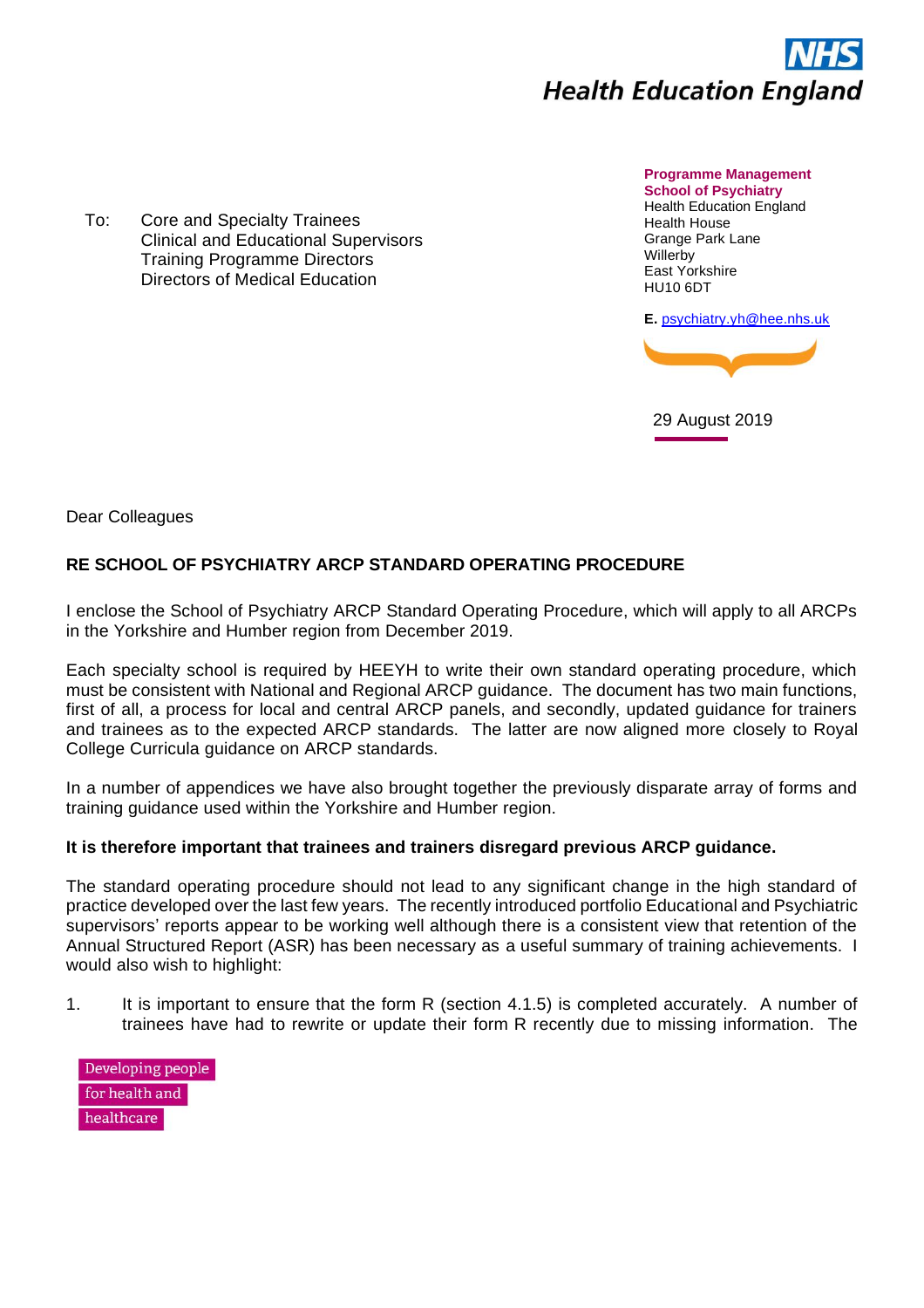NHS
**Health Education England**

**Programme Management**
**School of Psychiatry**
Health Education England
Health House
Grange Park Lane
Willerby
East Yorkshire
HU10 6DT

**E.** psychiatry.yh@hee.nhs.uk

29 August 2019

To: Core and Specialty Trainees
Clinical and Educational Supervisors
Training Programme Directors
Directors of Medical Education

Dear Colleagues

**RE SCHOOL OF PSYCHIATRY ARCP STANDARD OPERATING PROCEDURE**

I enclose the School of Psychiatry ARCP Standard Operating Procedure, which will apply to all ARCPs in the Yorkshire and Humber region from December 2019.

Each specialty school is required by HEEYH to write their own standard operating procedure, which must be consistent with National and Regional ARCP guidance. The document has two main functions, first of all, a process for local and central ARCP panels, and secondly, updated guidance for trainers and trainees as to the expected ARCP standards. The latter are now aligned more closely to Royal College Curricula guidance on ARCP standards.

In a number of appendices we have also brought together the previously disparate array of forms and training guidance used within the Yorkshire and Humber region.

**It is therefore important that trainees and trainers disregard previous ARCP guidance.**

The standard operating procedure should not lead to any significant change in the high standard of practice developed over the last few years. The recently introduced portfolio Educational and Psychiatric supervisors' reports appear to be working well although there is a consistent view that retention of the Annual Structured Report (ASR) has been necessary as a useful summary of training achievements. I would also wish to highlight:

1. It is important to ensure that the form R (section 4.1.5) is completed accurately. A number of trainees have had to rewrite or update their form R recently due to missing information. The

Developing people
for health and
healthcare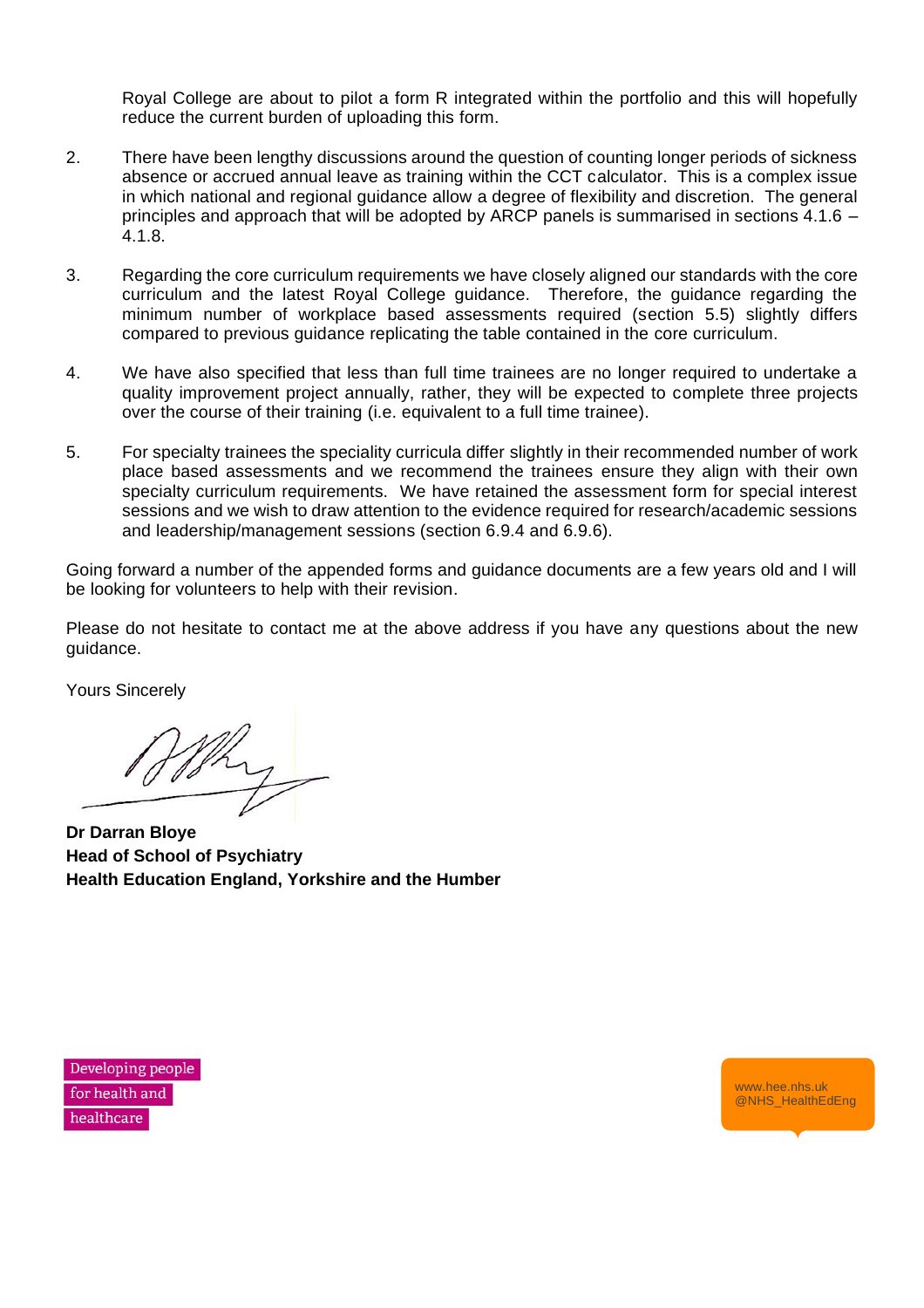Royal College are about to pilot a form R integrated within the portfolio and this will hopefully reduce the current burden of uploading this form.

2. There have been lengthy discussions around the question of counting longer periods of sickness absence or accrued annual leave as training within the CCT calculator. This is a complex issue in which national and regional guidance allow a degree of flexibility and discretion. The general principles and approach that will be adopted by ARCP panels is summarised in sections 4.1.6 – 4.1.8.

3. Regarding the core curriculum requirements we have closely aligned our standards with the core curriculum and the latest Royal College guidance. Therefore, the guidance regarding the minimum number of workplace based assessments required (section 5.5) slightly differs compared to previous guidance replicating the table contained in the core curriculum.

4. We have also specified that less than full time trainees are no longer required to undertake a quality improvement project annually, rather, they will be expected to complete three projects over the course of their training (i.e. equivalent to a full time trainee).

5. For specialty trainees the speciality curricula differ slightly in their recommended number of work place based assessments and we recommend the trainees ensure they align with their own specialty curriculum requirements. We have retained the assessment form for special interest sessions and we wish to draw attention to the evidence required for research/academic sessions and leadership/management sessions (section 6.9.4 and 6.9.6).

Going forward a number of the appended forms and guidance documents are a few years old and I will be looking for volunteers to help with their revision.

Please do not hesitate to contact me at the above address if you have any questions about the new guidance.

Yours Sincerely

**Dr Darran Bloye**
**Head of School of Psychiatry**
**Health Education England, Yorkshire and the Humber**

Developing people
for health and
healthcare

www.hee.nhs.uk
@NHS_HealthEdEng